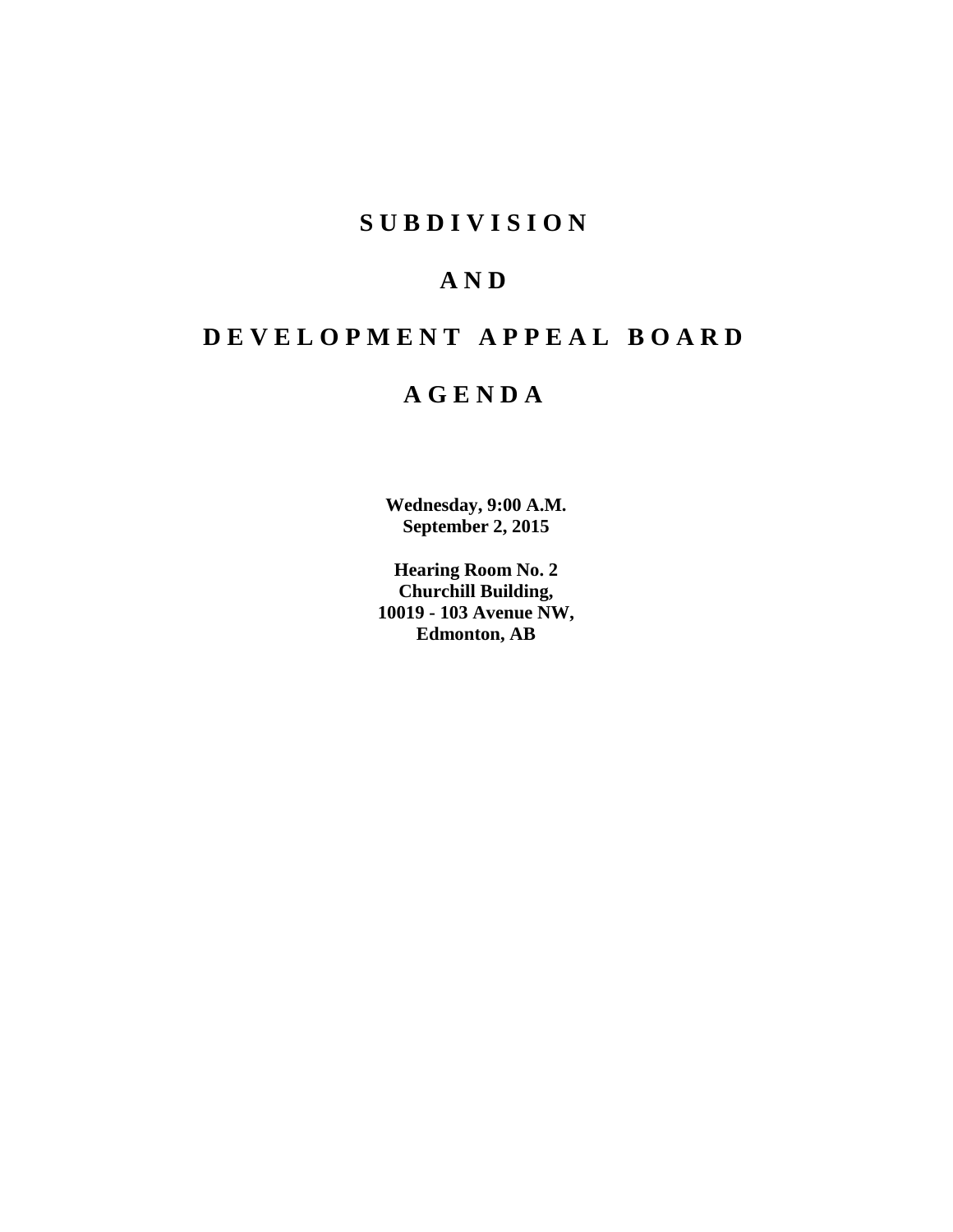# S U B D I V I S I O N

# A N D

# D E V E L O P M E N T A P P E A L B O A R D

# A G E N D A

**Wednesday, 9:00 A.M.**
**September 2, 2015**

**Hearing Room No. 2**
**Churchill Building,**
**10019 - 103 Avenue NW,**
**Edmonton, AB**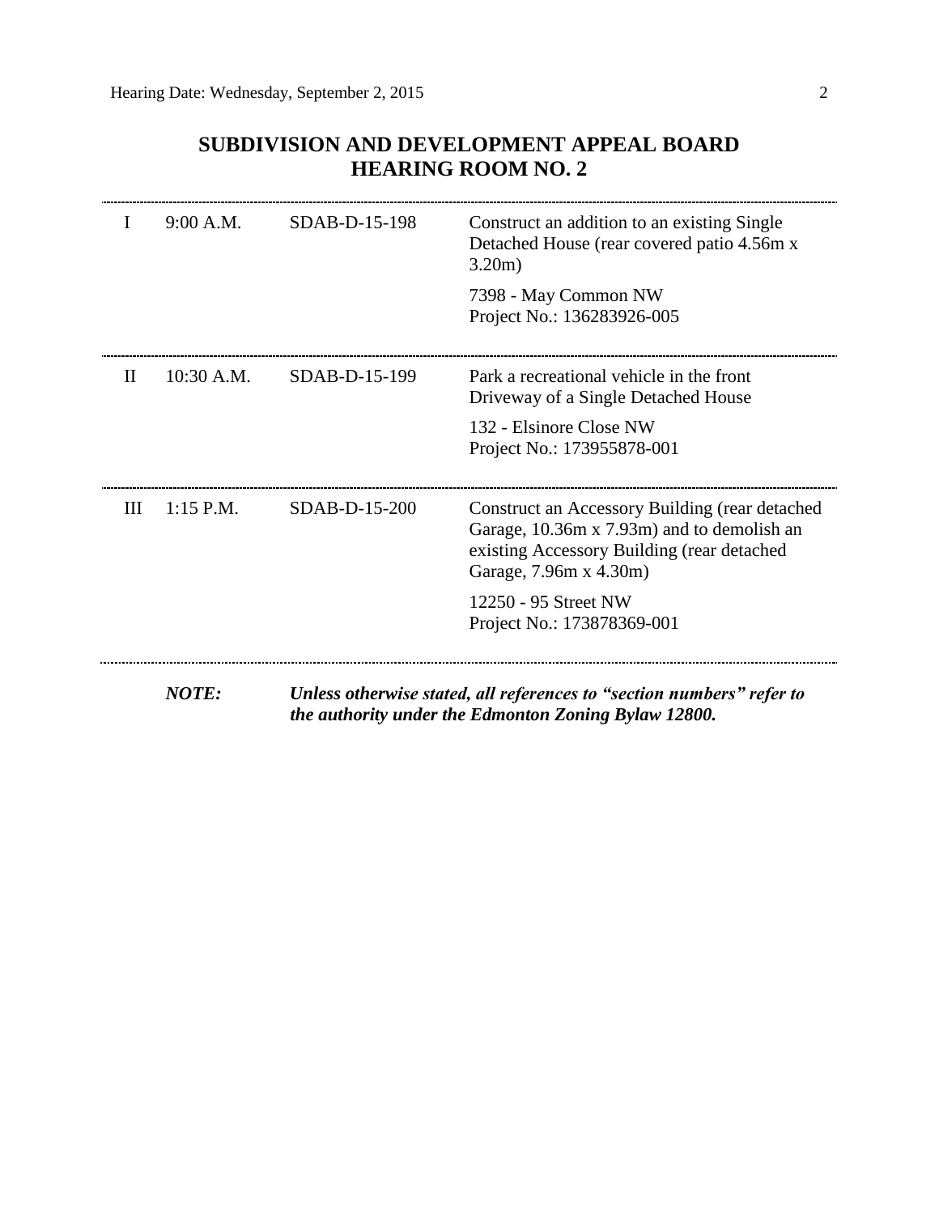## SUBDIVISION AND DEVELOPMENT APPEAL BOARD
## HEARING ROOM NO. 2

| | | | |
|---|---|---|---|
| I | 9:00 A.M. | SDAB-D-15-198 | Construct an addition to an existing Single Detached House (rear covered patio 4.56m x 3.20m)<br><br>7398 - May Common NW<br>Project No.: 136283926-005 |
| II | 10:30 A.M. | SDAB-D-15-199 | Park a recreational vehicle in the front Driveway of a Single Detached House<br><br>132 - Elsinore Close NW<br>Project No.: 173955878-001 |
| III | 1:15 P.M. | SDAB-D-15-200 | Construct an Accessory Building (rear detached Garage, 10.36m x 7.93m) and to demolish an existing Accessory Building (rear detached Garage, 7.96m x 4.30m)<br><br>12250 - 95 Street NW<br>Project No.: 173878369-001 |

***NOTE:*** ***Unless otherwise stated, all references to "section numbers" refer to the authority under the Edmonton Zoning Bylaw 12800.***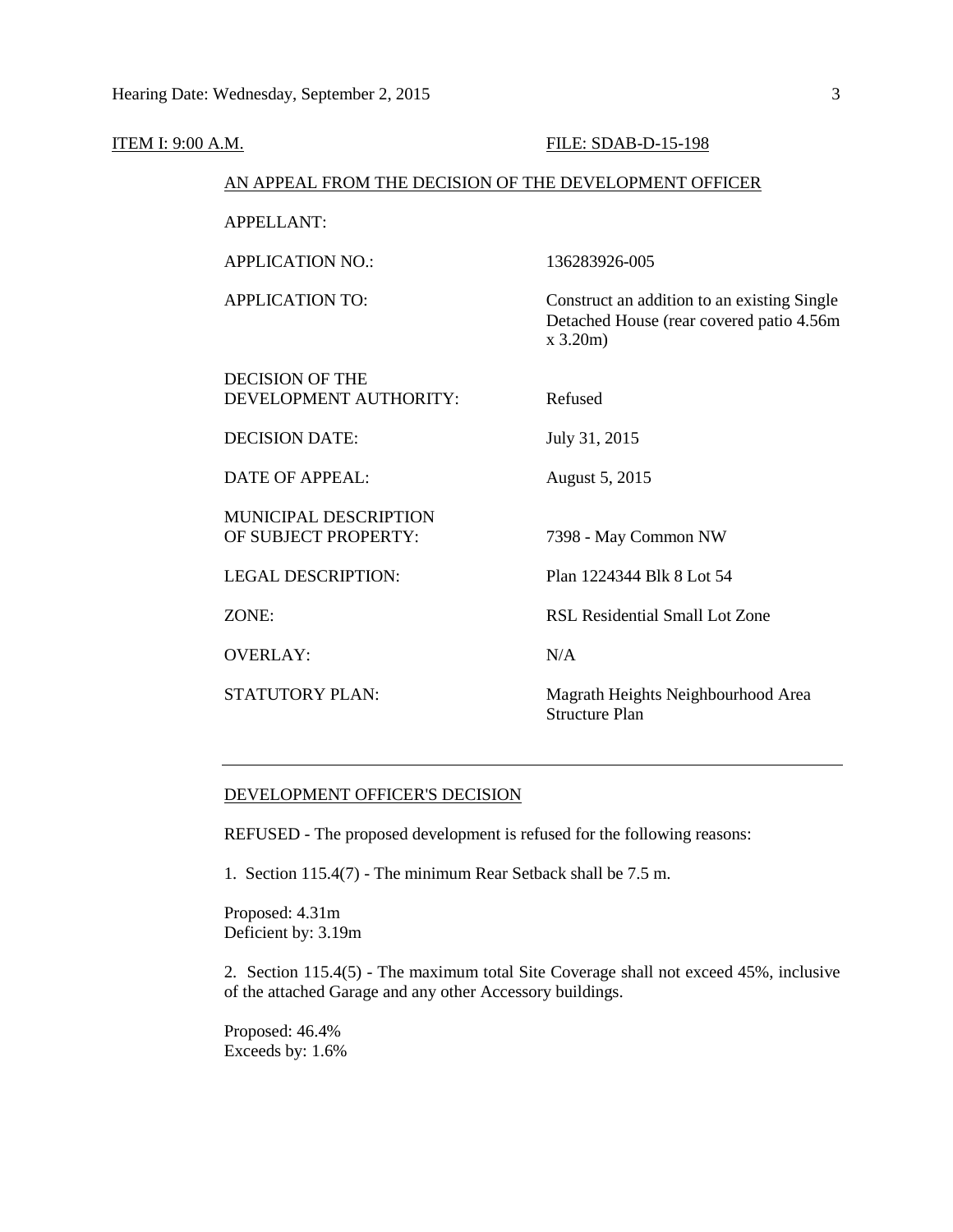ITEM I: 9:00 A.M. FILE: SDAB-D-15-198

AN APPEAL FROM THE DECISION OF THE DEVELOPMENT OFFICER

| | |
|---|---|
| APPELLANT: | |
| APPLICATION NO.: | 136283926-005 |
| APPLICATION TO: | Construct an addition to an existing Single Detached House (rear covered patio 4.56m x 3.20m) |
| DECISION OF THE DEVELOPMENT AUTHORITY: | Refused |
| DECISION DATE: | July 31, 2015 |
| DATE OF APPEAL: | August 5, 2015 |
| MUNICIPAL DESCRIPTION OF SUBJECT PROPERTY: | 7398 - May Common NW |
| LEGAL DESCRIPTION: | Plan 1224344 Blk 8 Lot 54 |
| ZONE: | RSL Residential Small Lot Zone |
| OVERLAY: | N/A |
| STATUTORY PLAN: | Magrath Heights Neighbourhood Area Structure Plan |

---

DEVELOPMENT OFFICER'S DECISION

REFUSED - The proposed development is refused for the following reasons:

1. Section 115.4(7) - The minimum Rear Setback shall be 7.5 m.

Proposed: 4.31m
Deficient by: 3.19m

2. Section 115.4(5) - The maximum total Site Coverage shall not exceed 45%, inclusive of the attached Garage and any other Accessory buildings.

Proposed: 46.4%
Exceeds by: 1.6%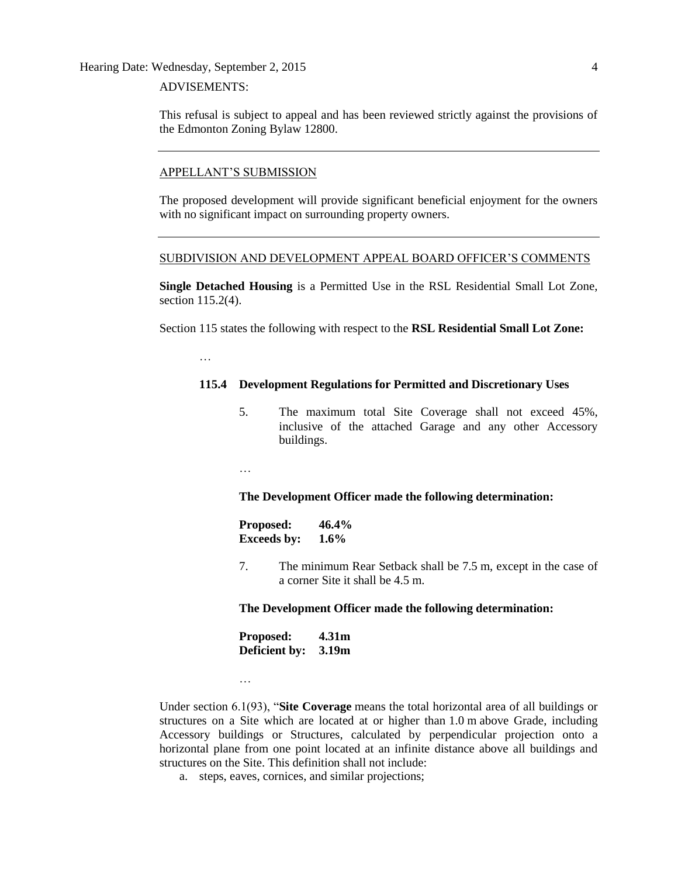ADVISEMENTS:

This refusal is subject to appeal and has been reviewed strictly against the provisions of the Edmonton Zoning Bylaw 12800.

---

APPELLANT'S SUBMISSION

The proposed development will provide significant beneficial enjoyment for the owners with no significant impact on surrounding property owners.

---

SUBDIVISION AND DEVELOPMENT APPEAL BOARD OFFICER'S COMMENTS

**Single Detached Housing** is a Permitted Use in the RSL Residential Small Lot Zone, section 115.2(4).

Section 115 states the following with respect to the **RSL Residential Small Lot Zone:**

…

**115.4 Development Regulations for Permitted and Discretionary Uses**

5. The maximum total Site Coverage shall not exceed 45%, inclusive of the attached Garage and any other Accessory buildings.

…

**The Development Officer made the following determination:**

**Proposed: 46.4%**
**Exceeds by: 1.6%**

7. The minimum Rear Setback shall be 7.5 m, except in the case of a corner Site it shall be 4.5 m.

**The Development Officer made the following determination:**

**Proposed: 4.31m**
**Deficient by: 3.19m**

…

Under section 6.1(93), "**Site Coverage** means the total horizontal area of all buildings or structures on a Site which are located at or higher than 1.0 m above Grade, including Accessory buildings or Structures, calculated by perpendicular projection onto a horizontal plane from one point located at an infinite distance above all buildings and structures on the Site. This definition shall not include:

a. steps, eaves, cornices, and similar projections;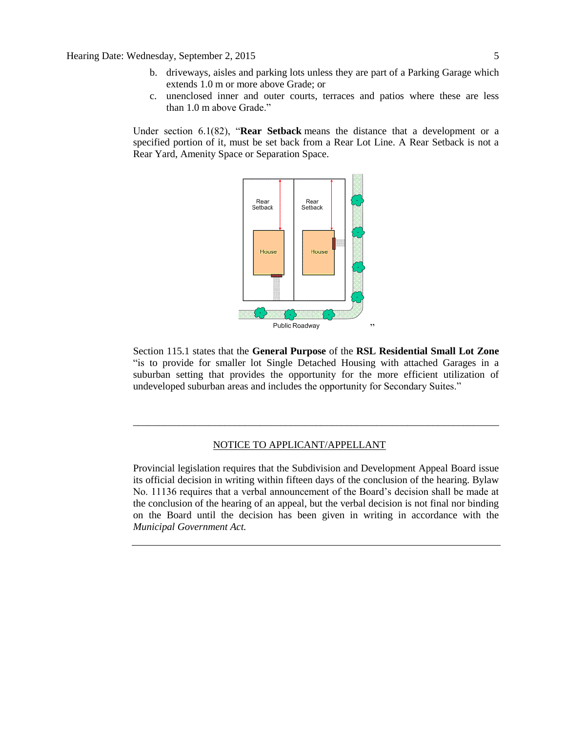b. driveways, aisles and parking lots unless they are part of a Parking Garage which extends 1.0 m or more above Grade; or
c. unenclosed inner and outer courts, terraces and patios where these are less than 1.0 m above Grade."

Under section 6.1(82), "**Rear Setback** means the distance that a development or a specified portion of it, must be set back from a Rear Lot Line. A Rear Setback is not a Rear Yard, Amenity Space or Separation Space.

"

Section 115.1 states that the **General Purpose** of the **RSL Residential Small Lot Zone** "is to provide for smaller lot Single Detached Housing with attached Garages in a suburban setting that provides the opportunity for the more efficient utilization of undeveloped suburban areas and includes the opportunity for Secondary Suites."

---

NOTICE TO APPLICANT/APPELLANT

Provincial legislation requires that the Subdivision and Development Appeal Board issue its official decision in writing within fifteen days of the conclusion of the hearing. Bylaw No. 11136 requires that a verbal announcement of the Board's decision shall be made at the conclusion of the hearing of an appeal, but the verbal decision is not final nor binding on the Board until the decision has been given in writing in accordance with the *Municipal Government Act.*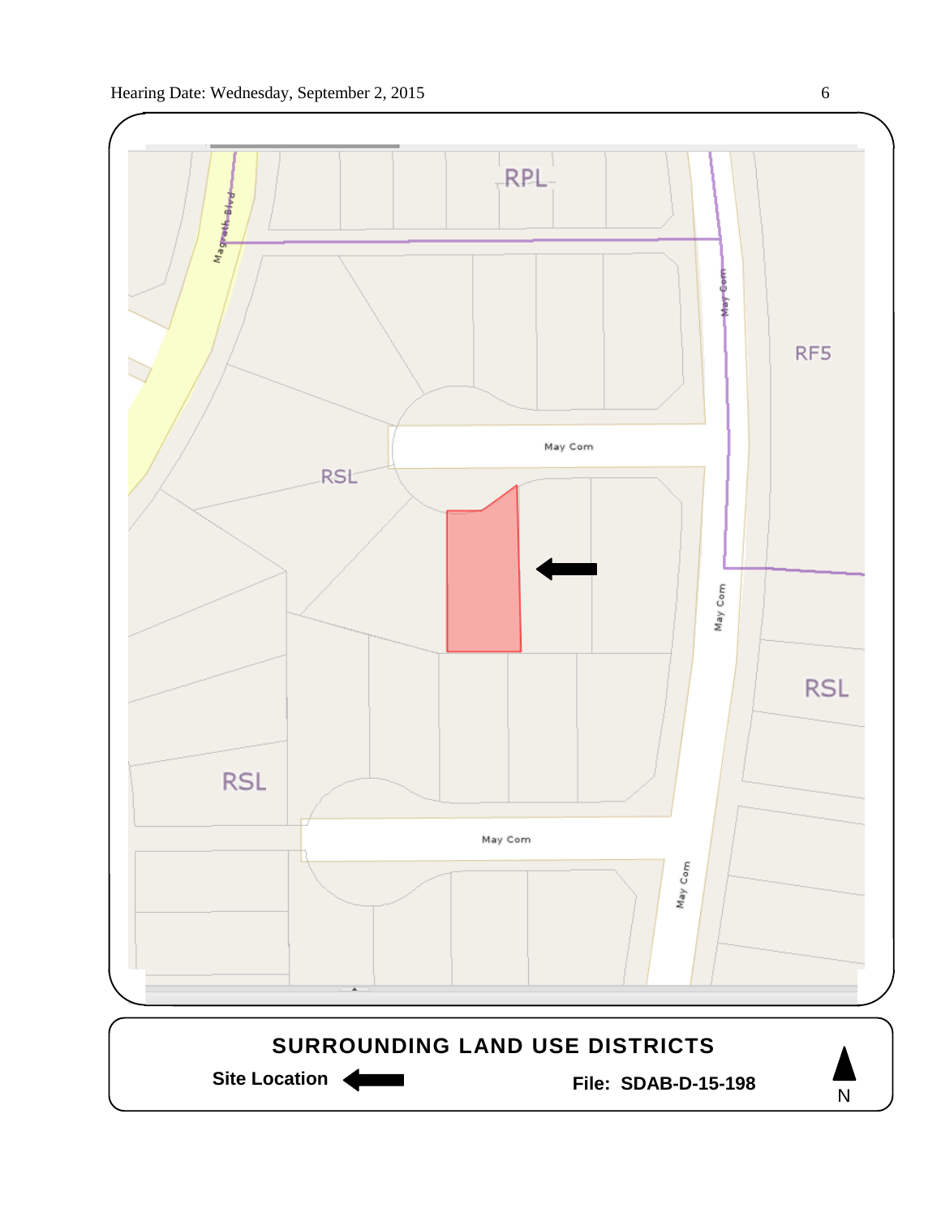RPL

Magrath Blvd

May Com

RF5

May Com

RSL

May Com

RSL

RSL

May Com

May Com

**SURROUNDING LAND USE DISTRICTS**

**Site Location** ←

**File: SDAB-D-15-198**

N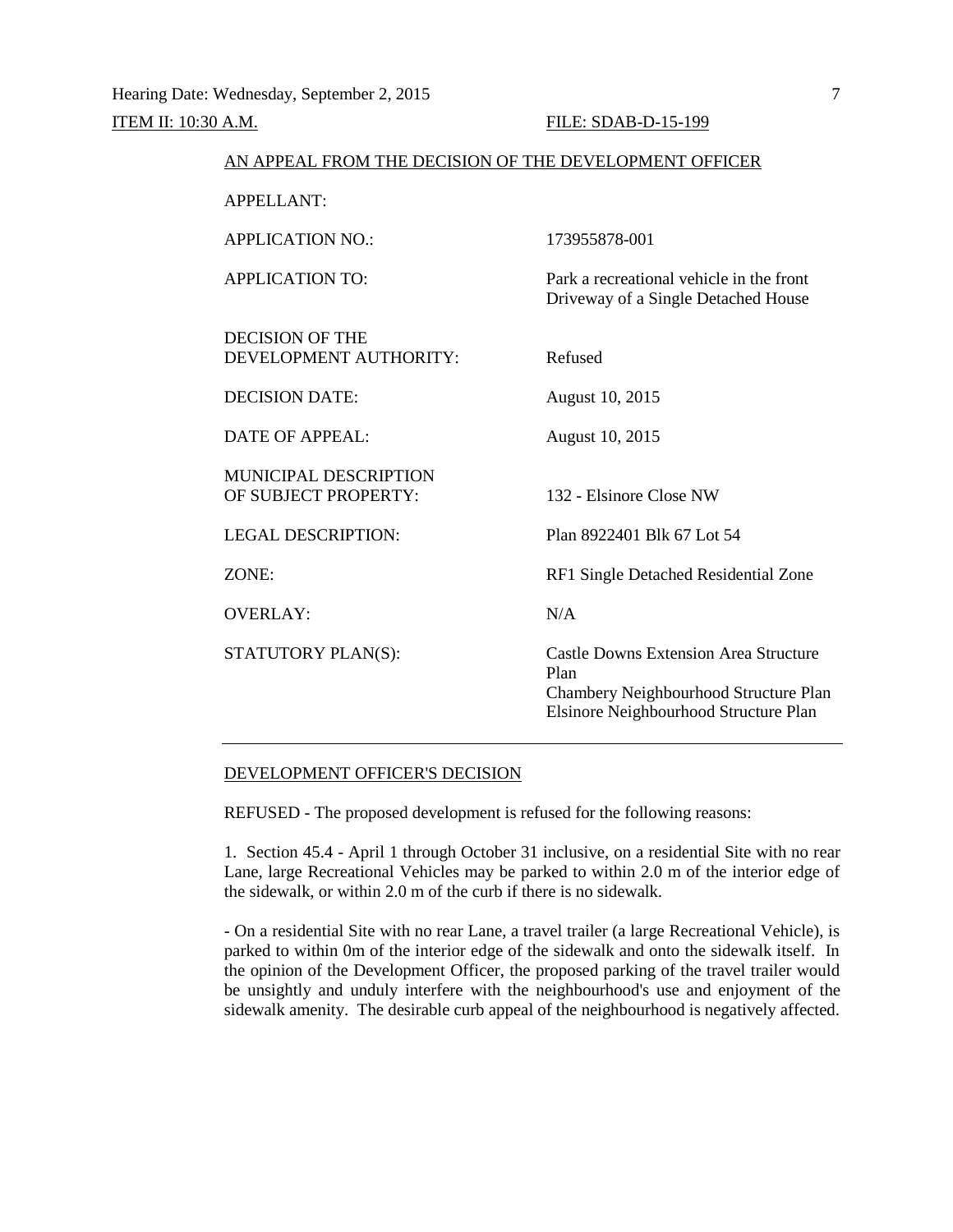Hearing Date: Wednesday, September 2, 2015

ITEM II: 10:30 A.M. FILE: SDAB-D-15-199

AN APPEAL FROM THE DECISION OF THE DEVELOPMENT OFFICER

| | |
|---|---|
| APPELLANT: | |
| APPLICATION NO.: | 173955878-001 |
| APPLICATION TO: | Park a recreational vehicle in the front Driveway of a Single Detached House |
| DECISION OF THE DEVELOPMENT AUTHORITY: | Refused |
| DECISION DATE: | August 10, 2015 |
| DATE OF APPEAL: | August 10, 2015 |
| MUNICIPAL DESCRIPTION OF SUBJECT PROPERTY: | 132 - Elsinore Close NW |
| LEGAL DESCRIPTION: | Plan 8922401 Blk 67 Lot 54 |
| ZONE: | RF1 Single Detached Residential Zone |
| OVERLAY: | N/A |
| STATUTORY PLAN(S): | Castle Downs Extension Area Structure Plan<br>Chambery Neighbourhood Structure Plan<br>Elsinore Neighbourhood Structure Plan |

---

DEVELOPMENT OFFICER'S DECISION

REFUSED - The proposed development is refused for the following reasons:

1. Section 45.4 - April 1 through October 31 inclusive, on a residential Site with no rear Lane, large Recreational Vehicles may be parked to within 2.0 m of the interior edge of the sidewalk, or within 2.0 m of the curb if there is no sidewalk.

- On a residential Site with no rear Lane, a travel trailer (a large Recreational Vehicle), is parked to within 0m of the interior edge of the sidewalk and onto the sidewalk itself. In the opinion of the Development Officer, the proposed parking of the travel trailer would be unsightly and unduly interfere with the neighbourhood's use and enjoyment of the sidewalk amenity. The desirable curb appeal of the neighbourhood is negatively affected.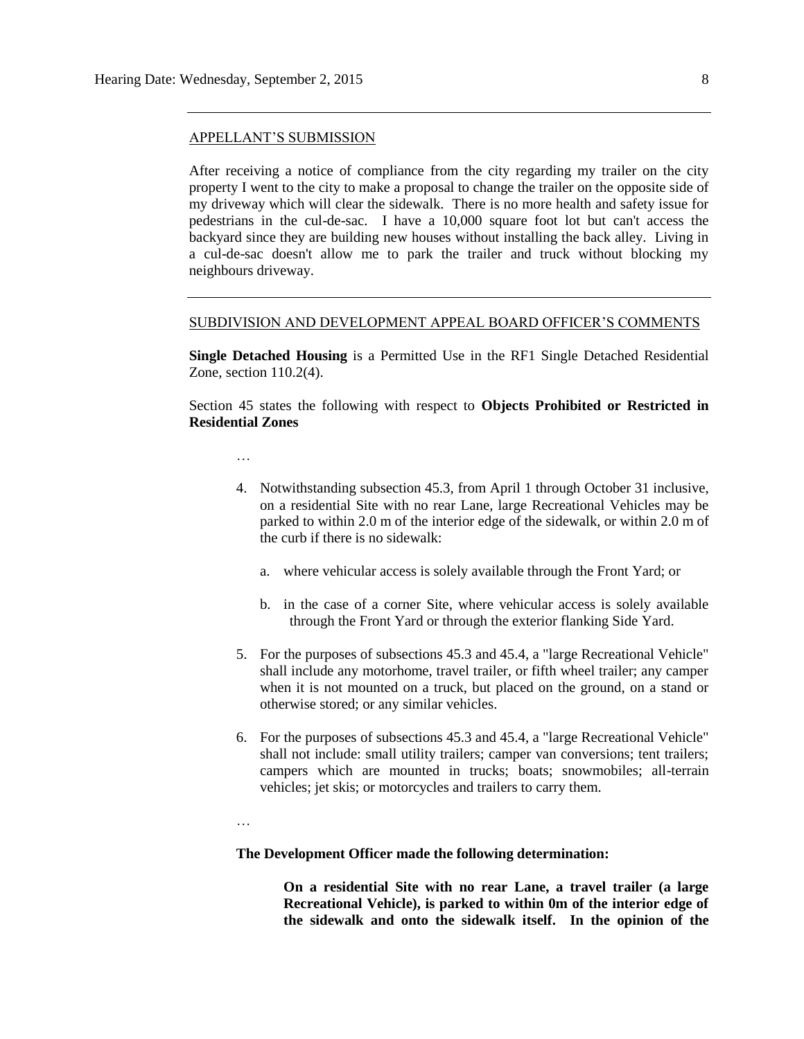## APPELLANT'S SUBMISSION

After receiving a notice of compliance from the city regarding my trailer on the city property I went to the city to make a proposal to change the trailer on the opposite side of my driveway which will clear the sidewalk. There is no more health and safety issue for pedestrians in the cul-de-sac. I have a 10,000 square foot lot but can't access the backyard since they are building new houses without installing the back alley. Living in a cul-de-sac doesn't allow me to park the trailer and truck without blocking my neighbours driveway.

---

## SUBDIVISION AND DEVELOPMENT APPEAL BOARD OFFICER'S COMMENTS

**Single Detached Housing** is a Permitted Use in the RF1 Single Detached Residential Zone, section 110.2(4).

Section 45 states the following with respect to **Objects Prohibited or Restricted in Residential Zones**

…

4. Notwithstanding subsection 45.3, from April 1 through October 31 inclusive, on a residential Site with no rear Lane, large Recreational Vehicles may be parked to within 2.0 m of the interior edge of the sidewalk, or within 2.0 m of the curb if there is no sidewalk:

   a. where vehicular access is solely available through the Front Yard; or

   b. in the case of a corner Site, where vehicular access is solely available through the Front Yard or through the exterior flanking Side Yard.

5. For the purposes of subsections 45.3 and 45.4, a "large Recreational Vehicle" shall include any motorhome, travel trailer, or fifth wheel trailer; any camper when it is not mounted on a truck, but placed on the ground, on a stand or otherwise stored; or any similar vehicles.

6. For the purposes of subsections 45.3 and 45.4, a "large Recreational Vehicle" shall not include: small utility trailers; camper van conversions; tent trailers; campers which are mounted in trucks; boats; snowmobiles; all-terrain vehicles; jet skis; or motorcycles and trailers to carry them.

…

**The Development Officer made the following determination:**

> **On a residential Site with no rear Lane, a travel trailer (a large Recreational Vehicle), is parked to within 0m of the interior edge of the sidewalk and onto the sidewalk itself. In the opinion of the**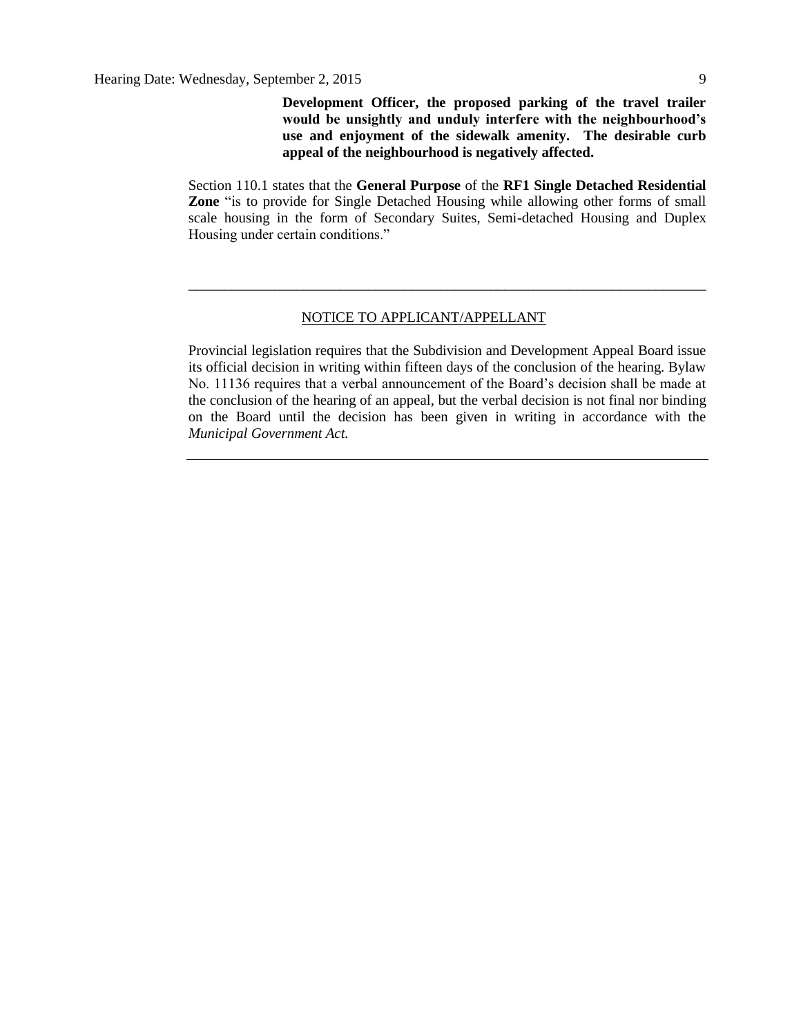**Development Officer, the proposed parking of the travel trailer would be unsightly and unduly interfere with the neighbourhood's use and enjoyment of the sidewalk amenity. The desirable curb appeal of the neighbourhood is negatively affected.**

Section 110.1 states that the **General Purpose** of the **RF1 Single Detached Residential Zone** "is to provide for Single Detached Housing while allowing other forms of small scale housing in the form of Secondary Suites, Semi-detached Housing and Duplex Housing under certain conditions."

---

NOTICE TO APPLICANT/APPELLANT

Provincial legislation requires that the Subdivision and Development Appeal Board issue its official decision in writing within fifteen days of the conclusion of the hearing. Bylaw No. 11136 requires that a verbal announcement of the Board's decision shall be made at the conclusion of the hearing of an appeal, but the verbal decision is not final nor binding on the Board until the decision has been given in writing in accordance with the *Municipal Government Act.*

---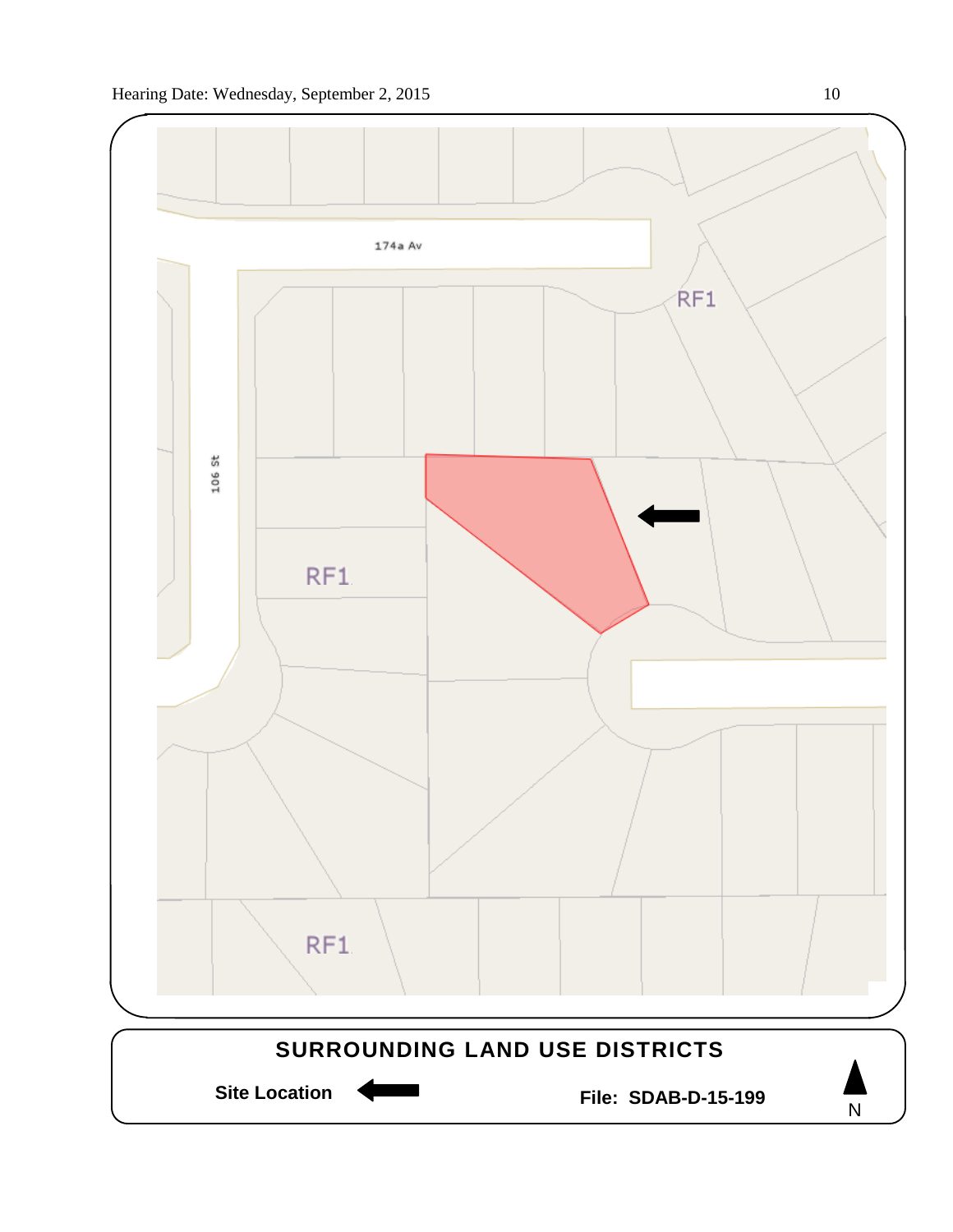174a Av

106 St

RF1

RF1

RF1

**SURROUNDING LAND USE DISTRICTS**

**Site Location** ←

**File: SDAB-D-15-199**

N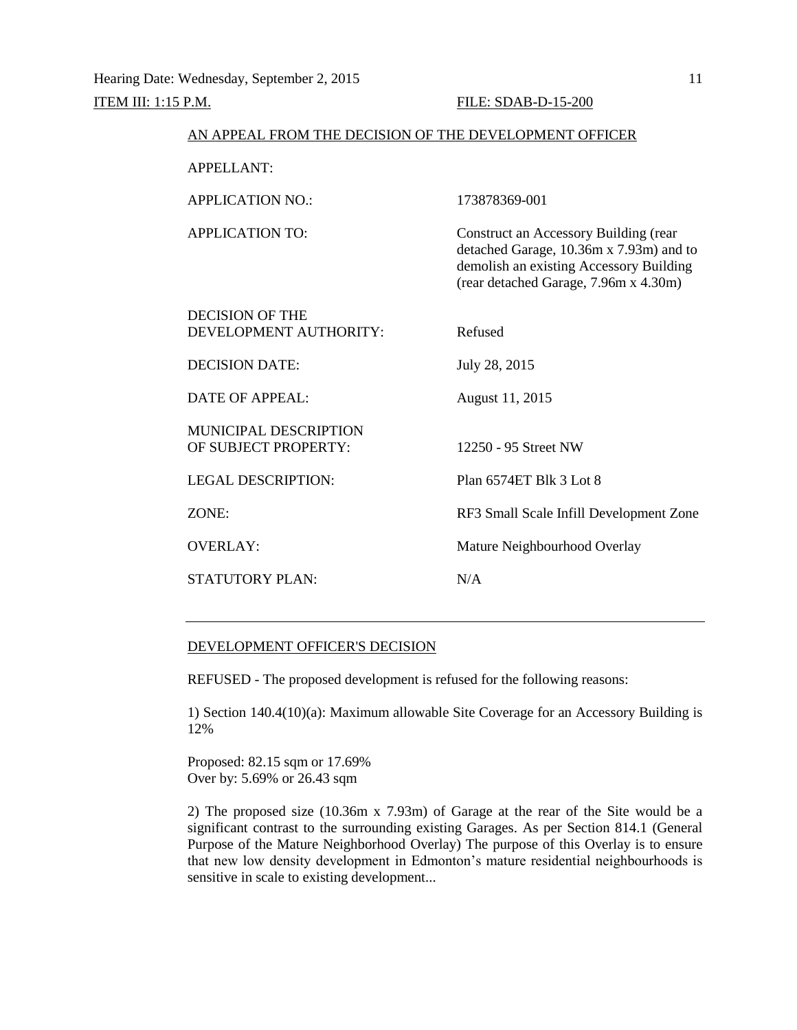ITEM III: 1:15 P.M. FILE: SDAB-D-15-200

AN APPEAL FROM THE DECISION OF THE DEVELOPMENT OFFICER

| | |
|---|---|
| APPELLANT: | |
| APPLICATION NO.: | 173878369-001 |
| APPLICATION TO: | Construct an Accessory Building (rear detached Garage, 10.36m x 7.93m) and to demolish an existing Accessory Building (rear detached Garage, 7.96m x 4.30m) |
| DECISION OF THE DEVELOPMENT AUTHORITY: | Refused |
| DECISION DATE: | July 28, 2015 |
| DATE OF APPEAL: | August 11, 2015 |
| MUNICIPAL DESCRIPTION OF SUBJECT PROPERTY: | 12250 - 95 Street NW |
| LEGAL DESCRIPTION: | Plan 6574ET Blk 3 Lot 8 |
| ZONE: | RF3 Small Scale Infill Development Zone |
| OVERLAY: | Mature Neighbourhood Overlay |
| STATUTORY PLAN: | N/A |

---

DEVELOPMENT OFFICER'S DECISION

REFUSED - The proposed development is refused for the following reasons:

1) Section 140.4(10)(a): Maximum allowable Site Coverage for an Accessory Building is 12%

Proposed: 82.15 sqm or 17.69%
Over by: 5.69% or 26.43 sqm

2) The proposed size (10.36m x 7.93m) of Garage at the rear of the Site would be a significant contrast to the surrounding existing Garages. As per Section 814.1 (General Purpose of the Mature Neighborhood Overlay) The purpose of this Overlay is to ensure that new low density development in Edmonton's mature residential neighbourhoods is sensitive in scale to existing development...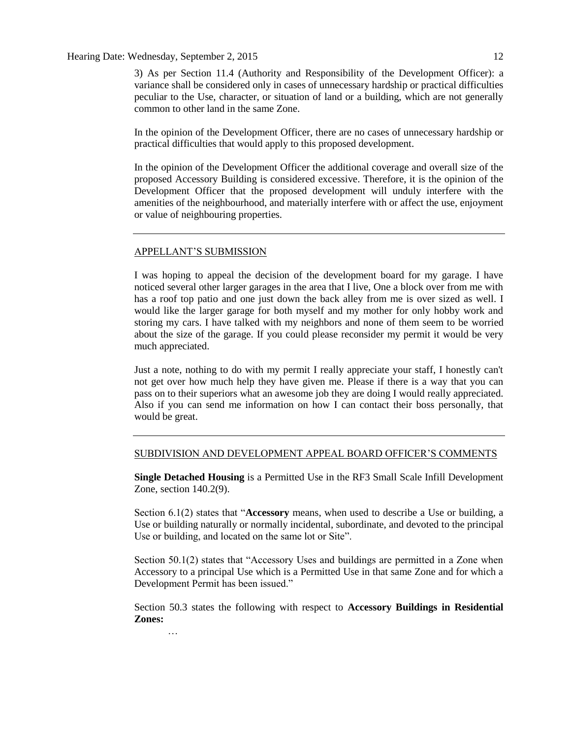3) As per Section 11.4 (Authority and Responsibility of the Development Officer): a variance shall be considered only in cases of unnecessary hardship or practical difficulties peculiar to the Use, character, or situation of land or a building, which are not generally common to other land in the same Zone.

In the opinion of the Development Officer, there are no cases of unnecessary hardship or practical difficulties that would apply to this proposed development.

In the opinion of the Development Officer the additional coverage and overall size of the proposed Accessory Building is considered excessive. Therefore, it is the opinion of the Development Officer that the proposed development will unduly interfere with the amenities of the neighbourhood, and materially interfere with or affect the use, enjoyment or value of neighbouring properties.

---

## APPELLANT'S SUBMISSION

I was hoping to appeal the decision of the development board for my garage. I have noticed several other larger garages in the area that I live, One a block over from me with has a roof top patio and one just down the back alley from me is over sized as well. I would like the larger garage for both myself and my mother for only hobby work and storing my cars. I have talked with my neighbors and none of them seem to be worried about the size of the garage. If you could please reconsider my permit it would be very much appreciated.

Just a note, nothing to do with my permit I really appreciate your staff, I honestly can't not get over how much help they have given me. Please if there is a way that you can pass on to their superiors what an awesome job they are doing I would really appreciated. Also if you can send me information on how I can contact their boss personally, that would be great.

---

## SUBDIVISION AND DEVELOPMENT APPEAL BOARD OFFICER'S COMMENTS

**Single Detached Housing** is a Permitted Use in the RF3 Small Scale Infill Development Zone, section 140.2(9).

Section 6.1(2) states that "**Accessory** means, when used to describe a Use or building, a Use or building naturally or normally incidental, subordinate, and devoted to the principal Use or building, and located on the same lot or Site".

Section 50.1(2) states that "Accessory Uses and buildings are permitted in a Zone when Accessory to a principal Use which is a Permitted Use in that same Zone and for which a Development Permit has been issued."

Section 50.3 states the following with respect to **Accessory Buildings in Residential Zones:**

…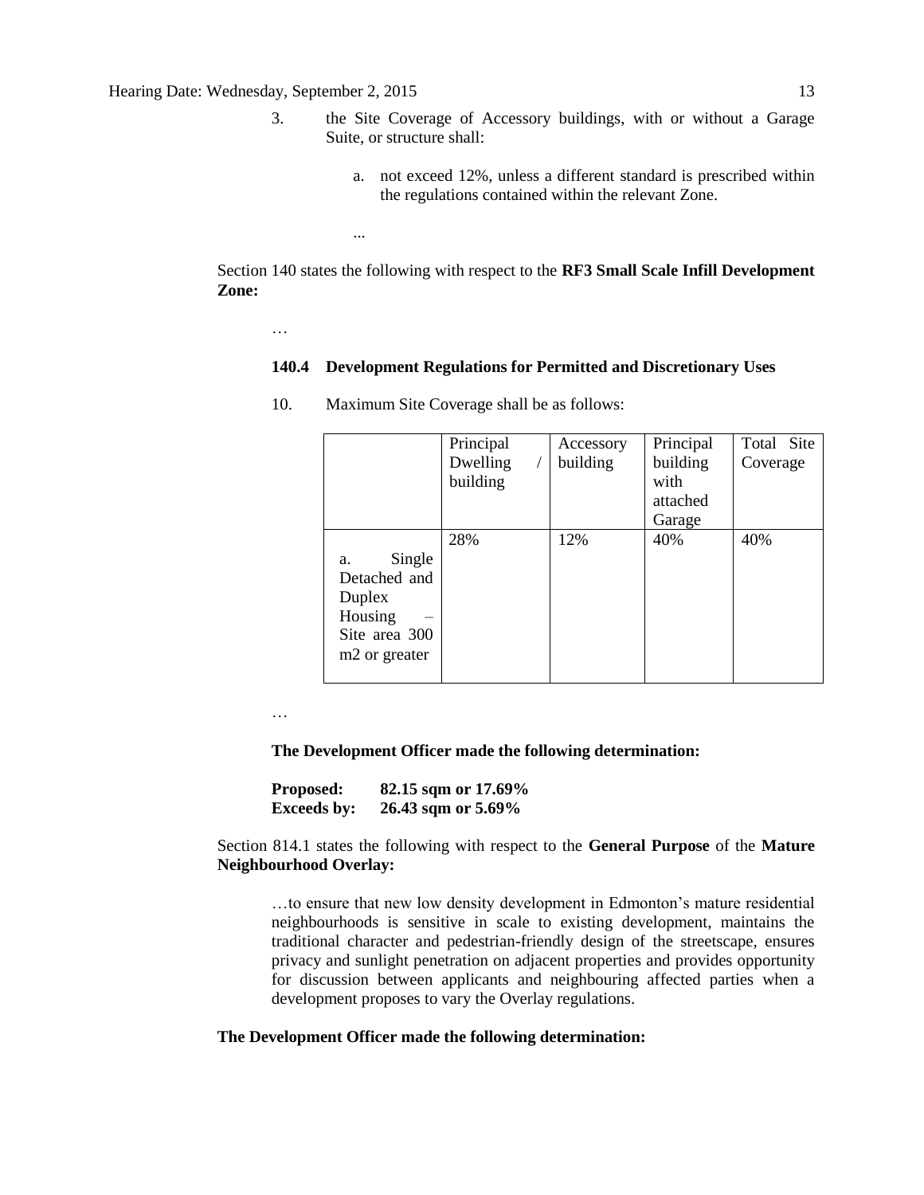3. the Site Coverage of Accessory buildings, with or without a Garage Suite, or structure shall:

   a. not exceed 12%, unless a different standard is prescribed within the regulations contained within the relevant Zone.

   ...

Section 140 states the following with respect to the **RF3 Small Scale Infill Development Zone:**

…

**140.4 Development Regulations for Permitted and Discretionary Uses**

10. Maximum Site Coverage shall be as follows:

| | Principal Dwelling / building | Accessory building | Principal building with attached Garage | Total Site Coverage |
|---|---|---|---|---|
| a. Single Detached and Duplex Housing – Site area 300 m2 or greater | 28% | 12% | 40% | 40% |

…

**The Development Officer made the following determination:**

**Proposed: 82.15 sqm or 17.69%**
**Exceeds by: 26.43 sqm or 5.69%**

Section 814.1 states the following with respect to the **General Purpose** of the **Mature Neighbourhood Overlay:**

> …to ensure that new low density development in Edmonton's mature residential neighbourhoods is sensitive in scale to existing development, maintains the traditional character and pedestrian-friendly design of the streetscape, ensures privacy and sunlight penetration on adjacent properties and provides opportunity for discussion between applicants and neighbouring affected parties when a development proposes to vary the Overlay regulations.

**The Development Officer made the following determination:**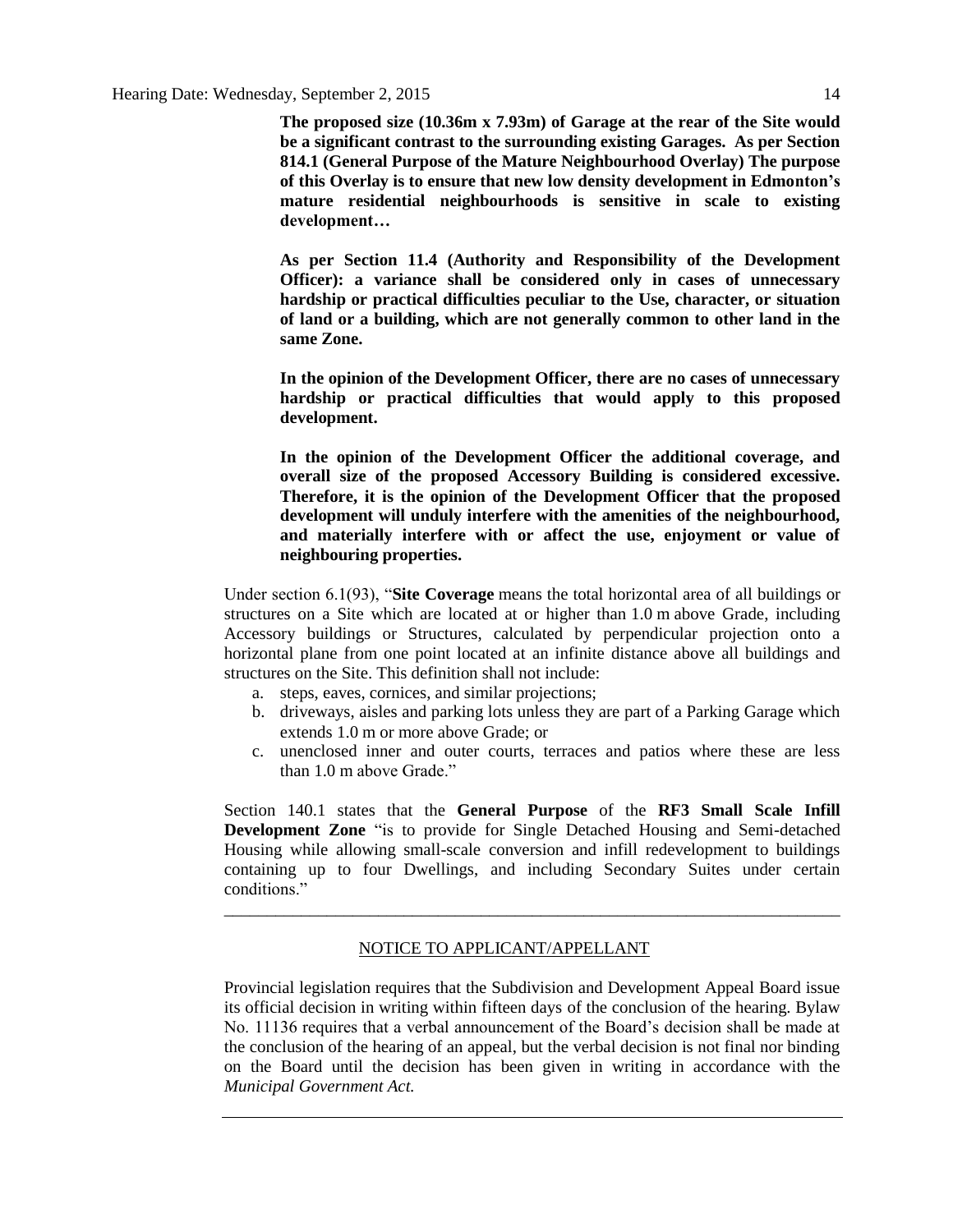**The proposed size (10.36m x 7.93m) of Garage at the rear of the Site would be a significant contrast to the surrounding existing Garages. As per Section 814.1 (General Purpose of the Mature Neighbourhood Overlay) The purpose of this Overlay is to ensure that new low density development in Edmonton's mature residential neighbourhoods is sensitive in scale to existing development…**

**As per Section 11.4 (Authority and Responsibility of the Development Officer): a variance shall be considered only in cases of unnecessary hardship or practical difficulties peculiar to the Use, character, or situation of land or a building, which are not generally common to other land in the same Zone.**

**In the opinion of the Development Officer, there are no cases of unnecessary hardship or practical difficulties that would apply to this proposed development.**

**In the opinion of the Development Officer the additional coverage, and overall size of the proposed Accessory Building is considered excessive. Therefore, it is the opinion of the Development Officer that the proposed development will unduly interfere with the amenities of the neighbourhood, and materially interfere with or affect the use, enjoyment or value of neighbouring properties.**

Under section 6.1(93), "**Site Coverage** means the total horizontal area of all buildings or structures on a Site which are located at or higher than 1.0 m above Grade, including Accessory buildings or Structures, calculated by perpendicular projection onto a horizontal plane from one point located at an infinite distance above all buildings and structures on the Site. This definition shall not include:

a. steps, eaves, cornices, and similar projections;
b. driveways, aisles and parking lots unless they are part of a Parking Garage which extends 1.0 m or more above Grade; or
c. unenclosed inner and outer courts, terraces and patios where these are less than 1.0 m above Grade."

Section 140.1 states that the **General Purpose** of the **RF3 Small Scale Infill Development Zone** "is to provide for Single Detached Housing and Semi-detached Housing while allowing small-scale conversion and infill redevelopment to buildings containing up to four Dwellings, and including Secondary Suites under certain conditions."

---

NOTICE TO APPLICANT/APPELLANT

Provincial legislation requires that the Subdivision and Development Appeal Board issue its official decision in writing within fifteen days of the conclusion of the hearing. Bylaw No. 11136 requires that a verbal announcement of the Board's decision shall be made at the conclusion of the hearing of an appeal, but the verbal decision is not final nor binding on the Board until the decision has been given in writing in accordance with the *Municipal Government Act.*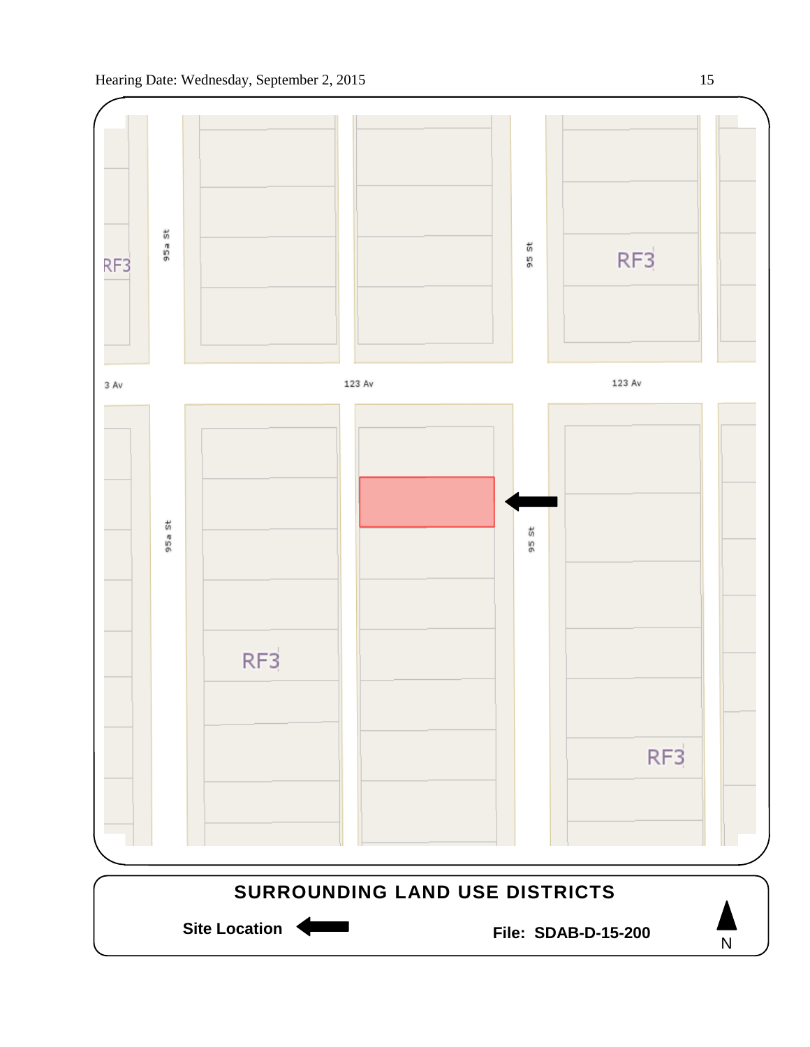RF3

95a St

95 St

RF3

3 Av

123 Av

123 Av

95a St

95 St

RF3

RF3

**SURROUNDING LAND USE DISTRICTS**

**Site Location** ←

**File: SDAB-D-15-200**

N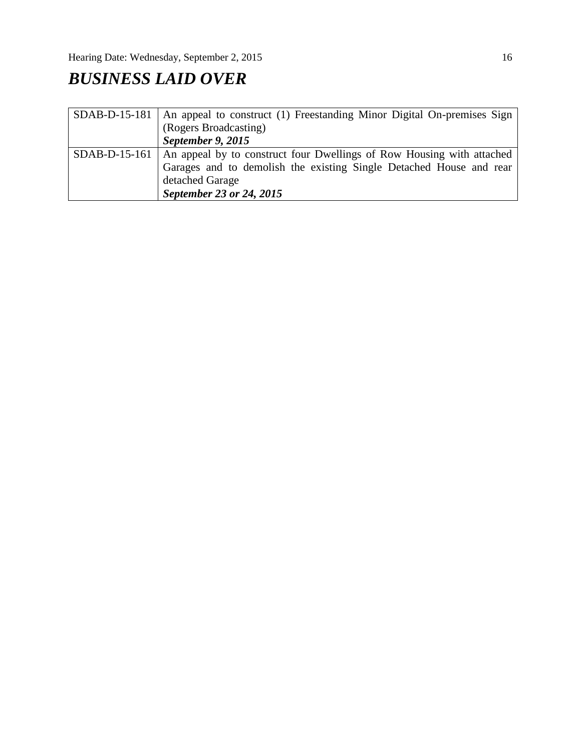# *BUSINESS LAID OVER*

| | |
|---|---|
| SDAB-D-15-181 | An appeal to construct (1) Freestanding Minor Digital On-premises Sign (Rogers Broadcasting)<br>***September 9, 2015*** |
| SDAB-D-15-161 | An appeal by to construct four Dwellings of Row Housing with attached Garages and to demolish the existing Single Detached House and rear detached Garage<br>***September 23 or 24, 2015*** |